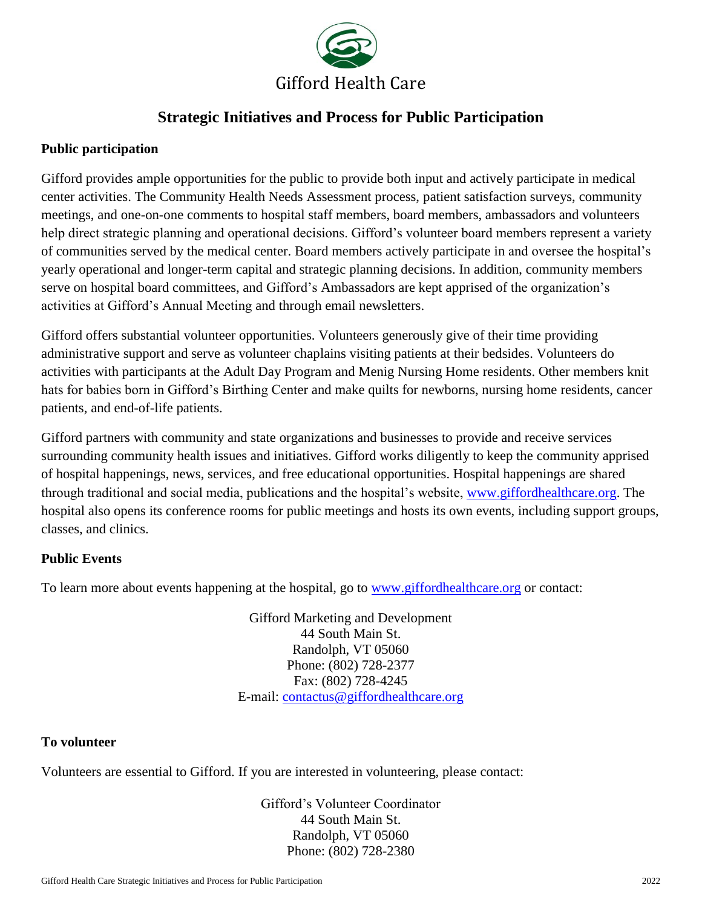Gifford Health Care

# Strategic Initiatives and Process for Public Participation

## Public participation

Gifford provides ample opportunities for the public to provide both input and actively participate in medical center activities. The Community Health Needs Assessment process, patient satisfaction surveys, community meetings, and one-on-one comments to hospital staff members, board members, ambassadors and volunteers help direct strategic planning and operational decisions. Gifford's volunteer board members represent a variety of communities served by the medical center. Board members actively participate in and oversee the hospital's yearly operational and longer-term capital and strategic planning decisions. In addition, community members serve on hospital board committees, and Gifford's Ambassadors are kept apprised of the organization's activities at Gifford's Annual Meeting and through email newsletters.

Gifford offers substantial volunteer opportunities. Volunteers generously give of their time providing administrative support and serve as volunteer chaplains visiting patients at their bedsides. Volunteers do activities with participants at the Adult Day Program and Menig Nursing Home residents. Other members knit hats for babies born in Gifford's Birthing Center and make quilts for newborns, nursing home residents, cancer patients, and end-of-life patients.

Gifford partners with community and state organizations and businesses to provide and receive services surrounding community health issues and initiatives. Gifford works diligently to keep the community apprised of hospital happenings, news, services, and free educational opportunities. Hospital happenings are shared through traditional and social media, publications and the hospital's website, www.giffordhealthcare.org. The hospital also opens its conference rooms for public meetings and hosts its own events, including support groups, classes, and clinics.

## Public Events

To learn more about events happening at the hospital, go to www.giffordhealthcare.org or contact:

Gifford Marketing and Development
44 South Main St.
Randolph, VT 05060
Phone: (802) 728-2377
Fax: (802) 728-4245
E-mail: contactus@giffordhealthcare.org

## To volunteer

Volunteers are essential to Gifford. If you are interested in volunteering, please contact:

Gifford's Volunteer Coordinator
44 South Main St.
Randolph, VT 05060
Phone: (802) 728-2380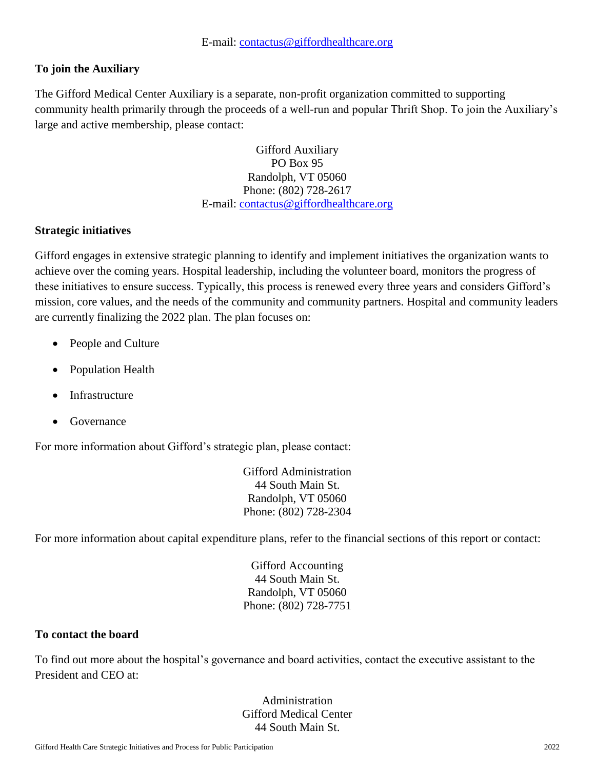E-mail: contactus@giffordhealthcare.org

**To join the Auxiliary**

The Gifford Medical Center Auxiliary is a separate, non-profit organization committed to supporting community health primarily through the proceeds of a well-run and popular Thrift Shop. To join the Auxiliary's large and active membership, please contact:

Gifford Auxiliary
PO Box 95
Randolph, VT 05060
Phone: (802) 728-2617
E-mail: contactus@giffordhealthcare.org

**Strategic initiatives**

Gifford engages in extensive strategic planning to identify and implement initiatives the organization wants to achieve over the coming years. Hospital leadership, including the volunteer board, monitors the progress of these initiatives to ensure success. Typically, this process is renewed every three years and considers Gifford's mission, core values, and the needs of the community and community partners. Hospital and community leaders are currently finalizing the 2022 plan. The plan focuses on:

- People and Culture
- Population Health
- Infrastructure
- Governance

For more information about Gifford's strategic plan, please contact:

Gifford Administration
44 South Main St.
Randolph, VT 05060
Phone: (802) 728-2304

For more information about capital expenditure plans, refer to the financial sections of this report or contact:

Gifford Accounting
44 South Main St.
Randolph, VT 05060
Phone: (802) 728-7751

**To contact the board**

To find out more about the hospital's governance and board activities, contact the executive assistant to the President and CEO at:

Administration
Gifford Medical Center
44 South Main St.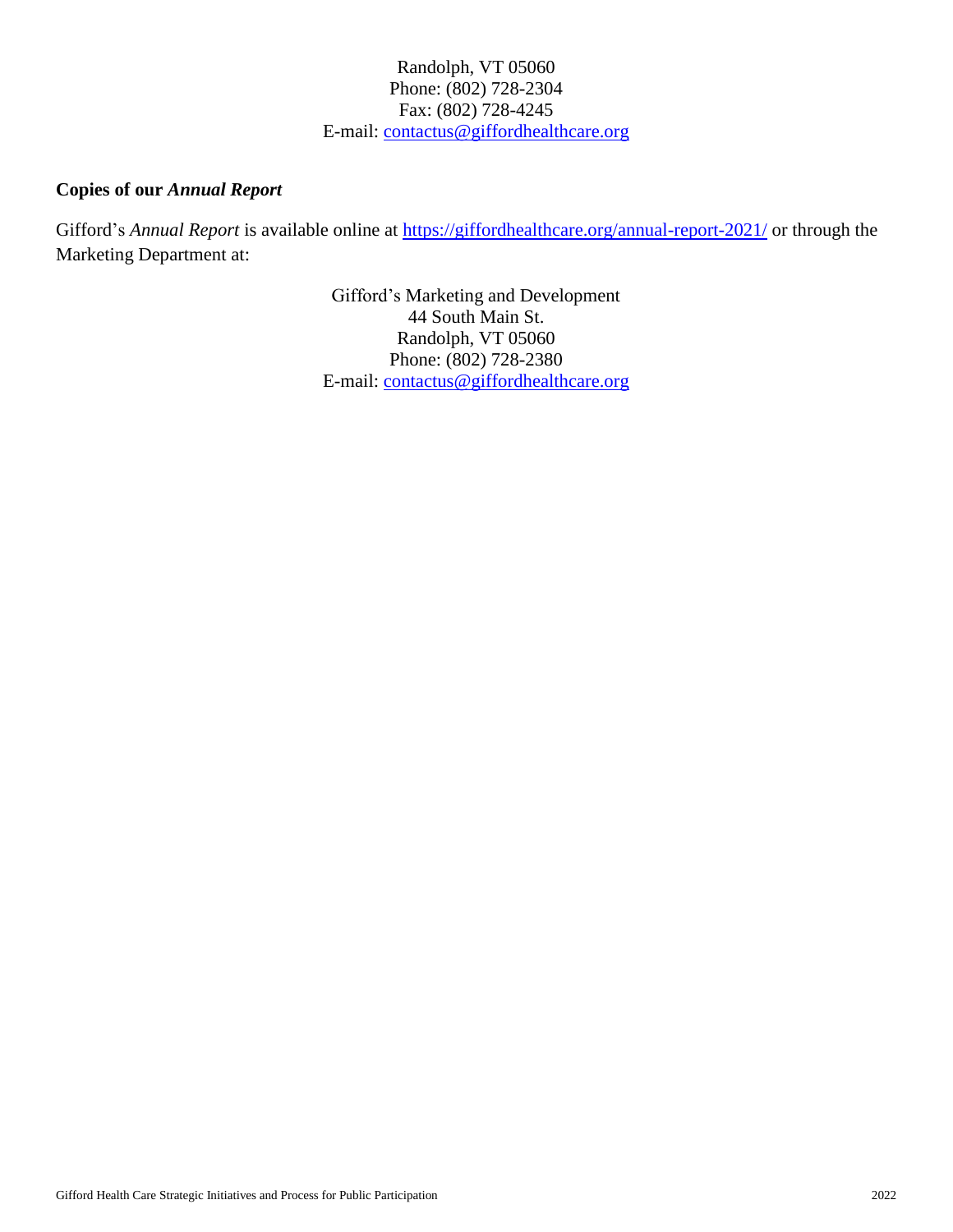Randolph, VT 05060
Phone: (802) 728-2304
Fax: (802) 728-4245
E-mail: contactus@giffordhealthcare.org

**Copies of our *Annual Report***

Gifford's *Annual Report* is available online at https://giffordhealthcare.org/annual-report-2021/ or through the Marketing Department at:

Gifford's Marketing and Development
44 South Main St.
Randolph, VT 05060
Phone: (802) 728-2380
E-mail: contactus@giffordhealthcare.org